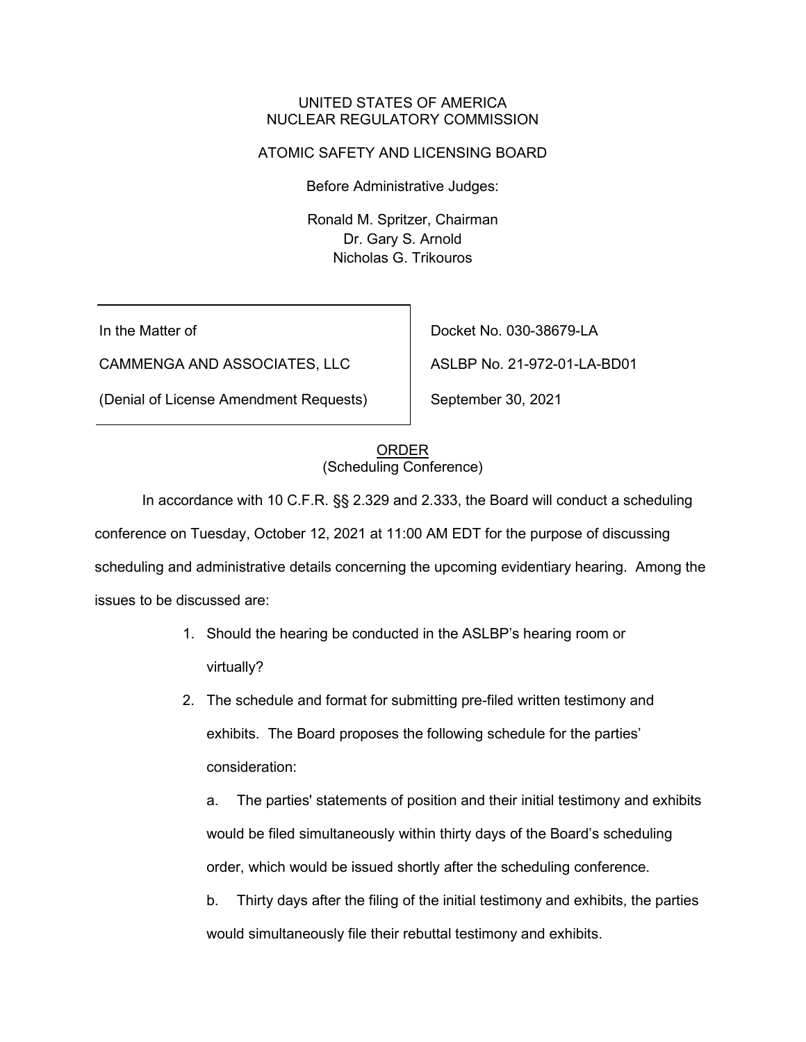UNITED STATES OF AMERICA
NUCLEAR REGULATORY COMMISSION

ATOMIC SAFETY AND LICENSING BOARD

Before Administrative Judges:

Ronald M. Spritzer, Chairman
Dr. Gary S. Arnold
Nicholas G. Trikouros

| | |
|---|---|
| In the Matter of | Docket No. 030-38679-LA |
| CAMMENGA AND ASSOCIATES, LLC | ASLBP No. 21-972-01-LA-BD01 |
| (Denial of License Amendment Requests) | September 30, 2021 |

ORDER
(Scheduling Conference)

In accordance with 10 C.F.R. §§ 2.329 and 2.333, the Board will conduct a scheduling conference on Tuesday, October 12, 2021 at 11:00 AM EDT for the purpose of discussing scheduling and administrative details concerning the upcoming evidentiary hearing. Among the issues to be discussed are:

1. Should the hearing be conducted in the ASLBP's hearing room or virtually?
2. The schedule and format for submitting pre-filed written testimony and exhibits. The Board proposes the following schedule for the parties' consideration:

   a. The parties' statements of position and their initial testimony and exhibits would be filed simultaneously within thirty days of the Board's scheduling order, which would be issued shortly after the scheduling conference.

   b. Thirty days after the filing of the initial testimony and exhibits, the parties would simultaneously file their rebuttal testimony and exhibits.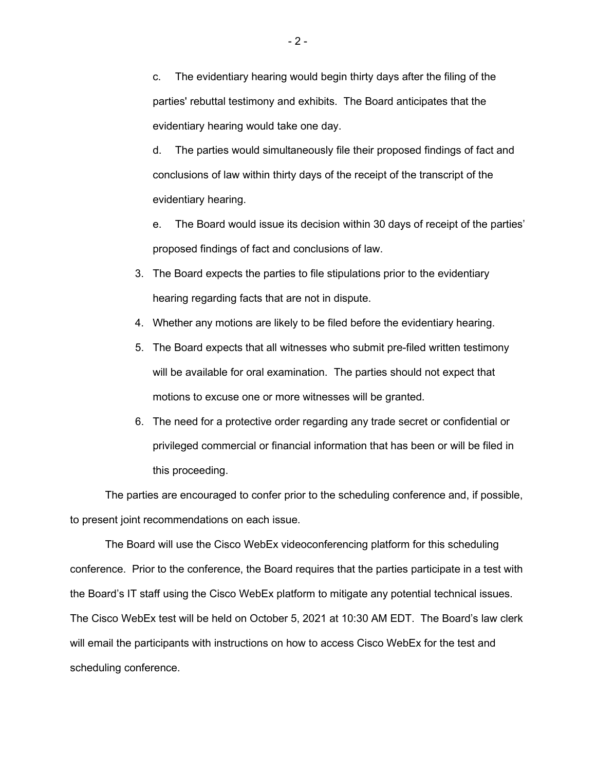c. The evidentiary hearing would begin thirty days after the filing of the parties' rebuttal testimony and exhibits. The Board anticipates that the evidentiary hearing would take one day.

d. The parties would simultaneously file their proposed findings of fact and conclusions of law within thirty days of the receipt of the transcript of the evidentiary hearing.

e. The Board would issue its decision within 30 days of receipt of the parties' proposed findings of fact and conclusions of law.

3. The Board expects the parties to file stipulations prior to the evidentiary hearing regarding facts that are not in dispute.
4. Whether any motions are likely to be filed before the evidentiary hearing.
5. The Board expects that all witnesses who submit pre-filed written testimony will be available for oral examination. The parties should not expect that motions to excuse one or more witnesses will be granted.
6. The need for a protective order regarding any trade secret or confidential or privileged commercial or financial information that has been or will be filed in this proceeding.

The parties are encouraged to confer prior to the scheduling conference and, if possible, to present joint recommendations on each issue.

The Board will use the Cisco WebEx videoconferencing platform for this scheduling conference. Prior to the conference, the Board requires that the parties participate in a test with the Board's IT staff using the Cisco WebEx platform to mitigate any potential technical issues. The Cisco WebEx test will be held on October 5, 2021 at 10:30 AM EDT. The Board's law clerk will email the participants with instructions on how to access Cisco WebEx for the test and scheduling conference.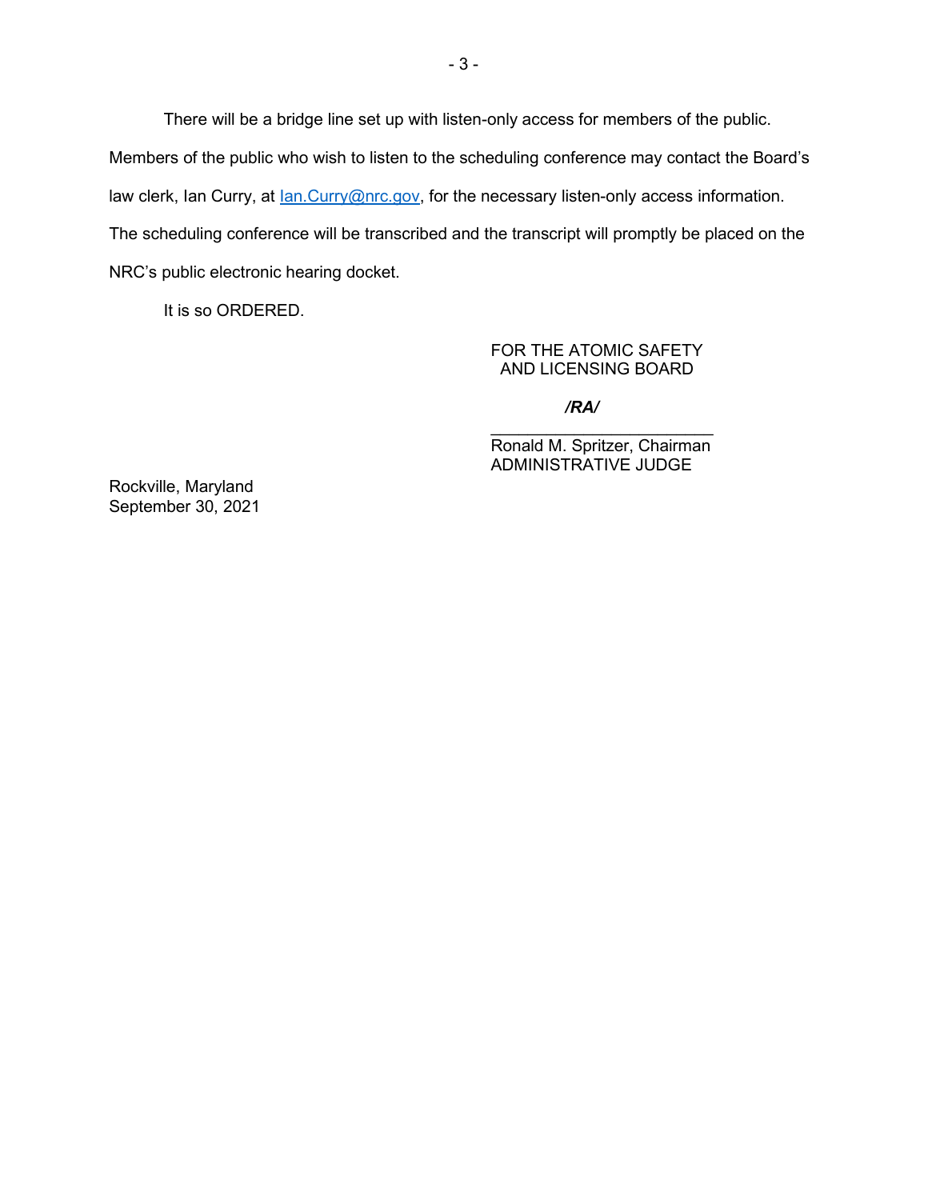There will be a bridge line set up with listen-only access for members of the public. Members of the public who wish to listen to the scheduling conference may contact the Board's law clerk, Ian Curry, at Ian.Curry@nrc.gov, for the necessary listen-only access information. The scheduling conference will be transcribed and the transcript will promptly be placed on the NRC's public electronic hearing docket.

It is so ORDERED.

FOR THE ATOMIC SAFETY
AND LICENSING BOARD

***/RA/***

________________________
Ronald M. Spritzer, Chairman
ADMINISTRATIVE JUDGE

Rockville, Maryland
September 30, 2021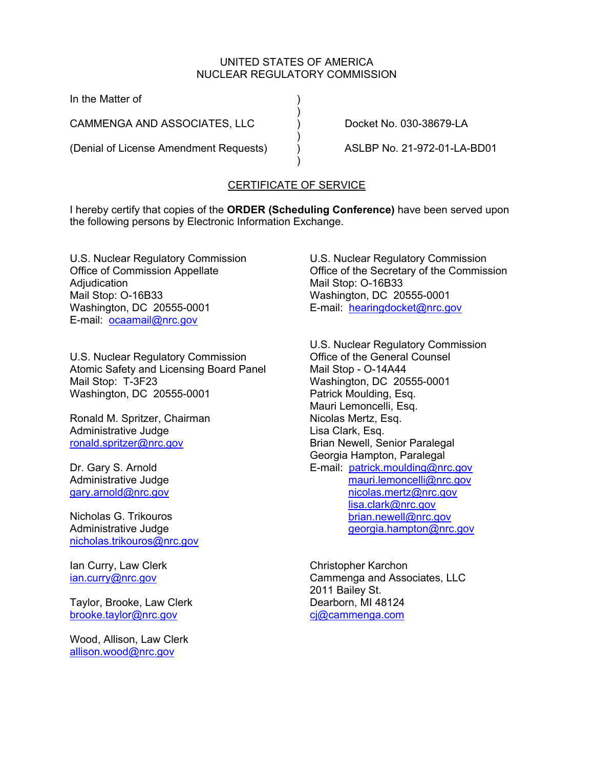UNITED STATES OF AMERICA
NUCLEAR REGULATORY COMMISSION

| | | |
|---|---|---|
| In the Matter of | ) | |
| | ) | |
| CAMMENGA AND ASSOCIATES, LLC | ) | Docket No. 030-38679-LA |
| | ) | |
| (Denial of License Amendment Requests) | ) | ASLBP No. 21-972-01-LA-BD01 |
| | ) | |

## CERTIFICATE OF SERVICE

I hereby certify that copies of the **ORDER (Scheduling Conference)** have been served upon the following persons by Electronic Information Exchange.

U.S. Nuclear Regulatory Commission
Office of Commission Appellate Adjudication
Mail Stop: O-16B33
Washington, DC 20555-0001
E-mail: ocaamail@nrc.gov

U.S. Nuclear Regulatory Commission
Atomic Safety and Licensing Board Panel
Mail Stop: T-3F23
Washington, DC 20555-0001

Ronald M. Spritzer, Chairman
Administrative Judge
ronald.spritzer@nrc.gov

Dr. Gary S. Arnold
Administrative Judge
gary.arnold@nrc.gov

Nicholas G. Trikouros
Administrative Judge
nicholas.trikouros@nrc.gov

Ian Curry, Law Clerk
ian.curry@nrc.gov

Taylor, Brooke, Law Clerk
brooke.taylor@nrc.gov

Wood, Allison, Law Clerk
allison.wood@nrc.gov

U.S. Nuclear Regulatory Commission
Office of the Secretary of the Commission
Mail Stop: O-16B33
Washington, DC 20555-0001
E-mail: hearingdocket@nrc.gov

U.S. Nuclear Regulatory Commission
Office of the General Counsel
Mail Stop - O-14A44
Washington, DC 20555-0001
Patrick Moulding, Esq.
Mauri Lemoncelli, Esq.
Nicolas Mertz, Esq.
Lisa Clark, Esq.
Brian Newell, Senior Paralegal
Georgia Hampton, Paralegal
E-mail: patrick.moulding@nrc.gov
mauri.lemoncelli@nrc.gov
nicolas.mertz@nrc.gov
lisa.clark@nrc.gov
brian.newell@nrc.gov
georgia.hampton@nrc.gov

Christopher Karchon
Cammenga and Associates, LLC
2011 Bailey St.
Dearborn, MI 48124
cj@cammenga.com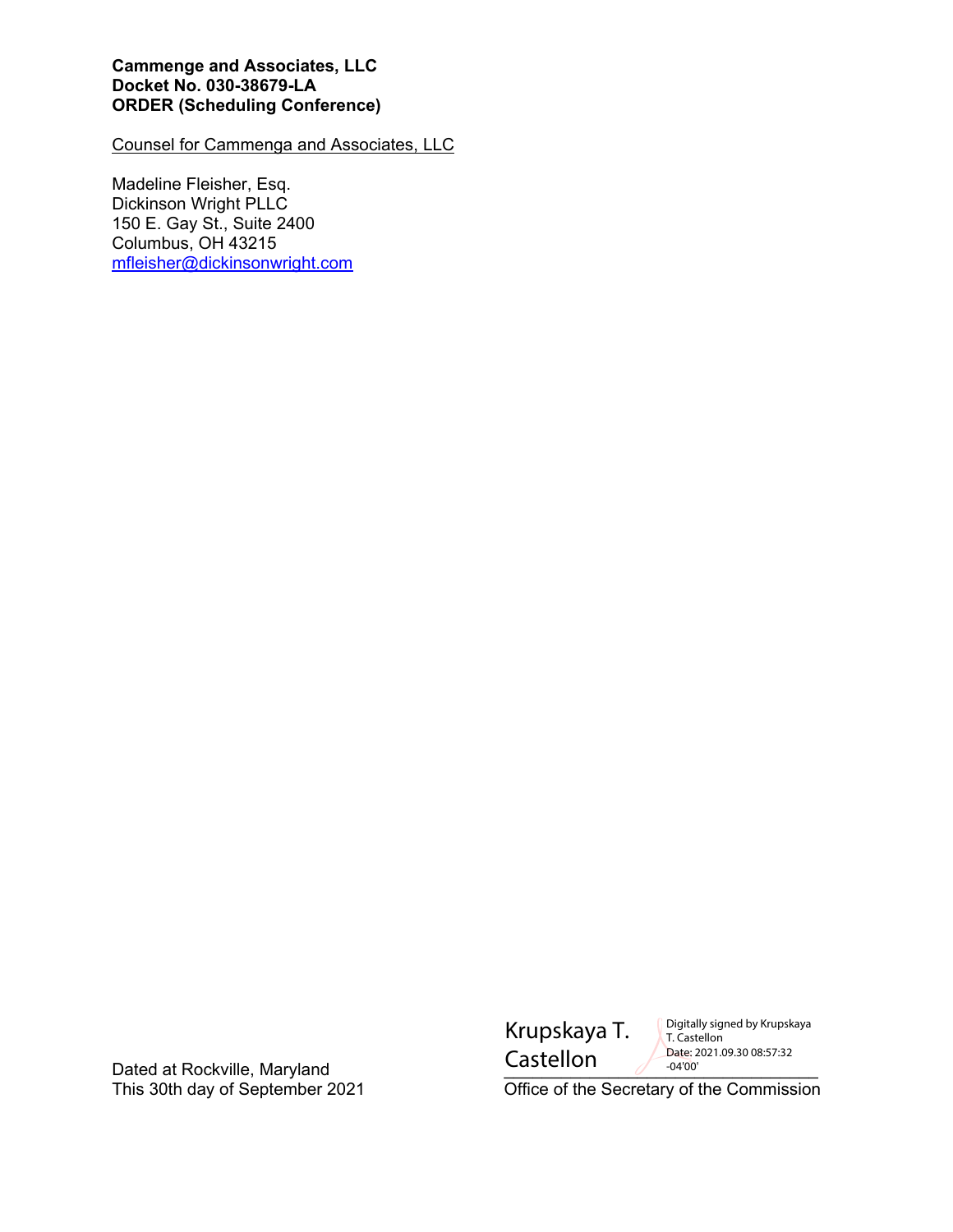**Cammenge and Associates, LLC**
**Docket No. 030-38679-LA**
**ORDER (Scheduling Conference)**

Counsel for Cammenga and Associates, LLC

Madeline Fleisher, Esq.
Dickinson Wright PLLC
150 E. Gay St., Suite 2400
Columbus, OH 43215
mfleisher@dickinsonwright.com

Krupskaya T. Castellon

Digitally signed by Krupskaya T. Castellon
Date: 2021.09.30 08:57:32 -04'00'

Office of the Secretary of the Commission

Dated at Rockville, Maryland
This 30th day of September 2021